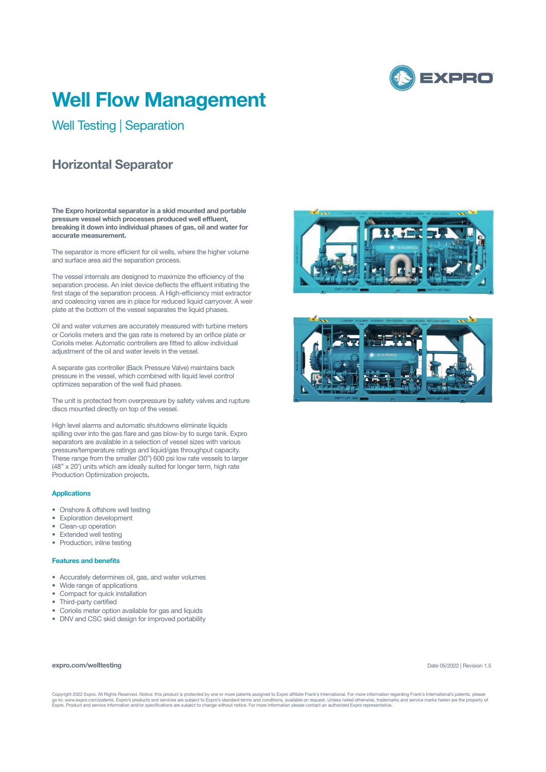# Well Flow Management

## Well Testing | Separation

### Horizontal Separator

**The Expro horizontal separator is a skid mounted and portable pressure vessel which processes produced well effluent, breaking it down into individual phases of gas, oil and water for accurate measurement.**

The separator is more efficient for oil wells, where the higher volume and surface area aid the separation process.

The vessel internals are designed to maximize the efficiency of the separation process. An inlet device deflects the effluent initiating the first stage of the separation process. A High-efficiency mist extractor and coalescing vanes are in place for reduced liquid carryover. A weir plate at the bottom of the vessel separates the liquid phases.

Oil and water volumes are accurately measured with turbine meters or Coriolis meters and the gas rate is metered by an orifice plate or Coriolis meter. Automatic controllers are fitted to allow individual adjustment of the oil and water levels in the vessel.

A separate gas controller (Back Pressure Valve) maintains back pressure in the vessel, which combined with liquid level control optimizes separation of the well fluid phases.

The unit is protected from overpressure by safety valves and rupture discs mounted directly on top of the vessel.

High level alarms and automatic shutdowns eliminate liquids spilling over into the gas flare and gas blow-by to surge tank. Expro separators are available in a selection of vessel sizes with various pressure/temperature ratings and liquid/gas throughput capacity. These range from the smaller (30") 600 psi low rate vessels to larger (48" x 20') units which are ideally suited for longer term, high rate Production Optimization projects**.**

#### Applications

- Onshore & offshore well testing
- Exploration development
- Clean-up operation
- Extended well testing
- Production, inline testing

#### Features and benefits

- Accurately determines oil, gas, and water volumes
- Wide range of applications
- Compact for quick installation
- Third-party certified
- Coriolis meter option available for gas and liquids
- DNV and CSC skid design for improved portability

**expro.com/welltesting**

Date 05/2022 | Revision 1.5

Copyright 2022 Expro. All Rights Reserved. Notice: this product is protected by one or more patents assigned to Expro affiliate Frank's International. For more information regarding Frank's International's patents, please go to: www.expro.com/patents. Expro's products and services are subject to Expro's standard terms and conditions, available on request. Unless noted otherwise, trademarks and service marks herein are the property of Expro. Product and service information and/or specifications are subject to change without notice. For more information please contact an authorized Expro representative.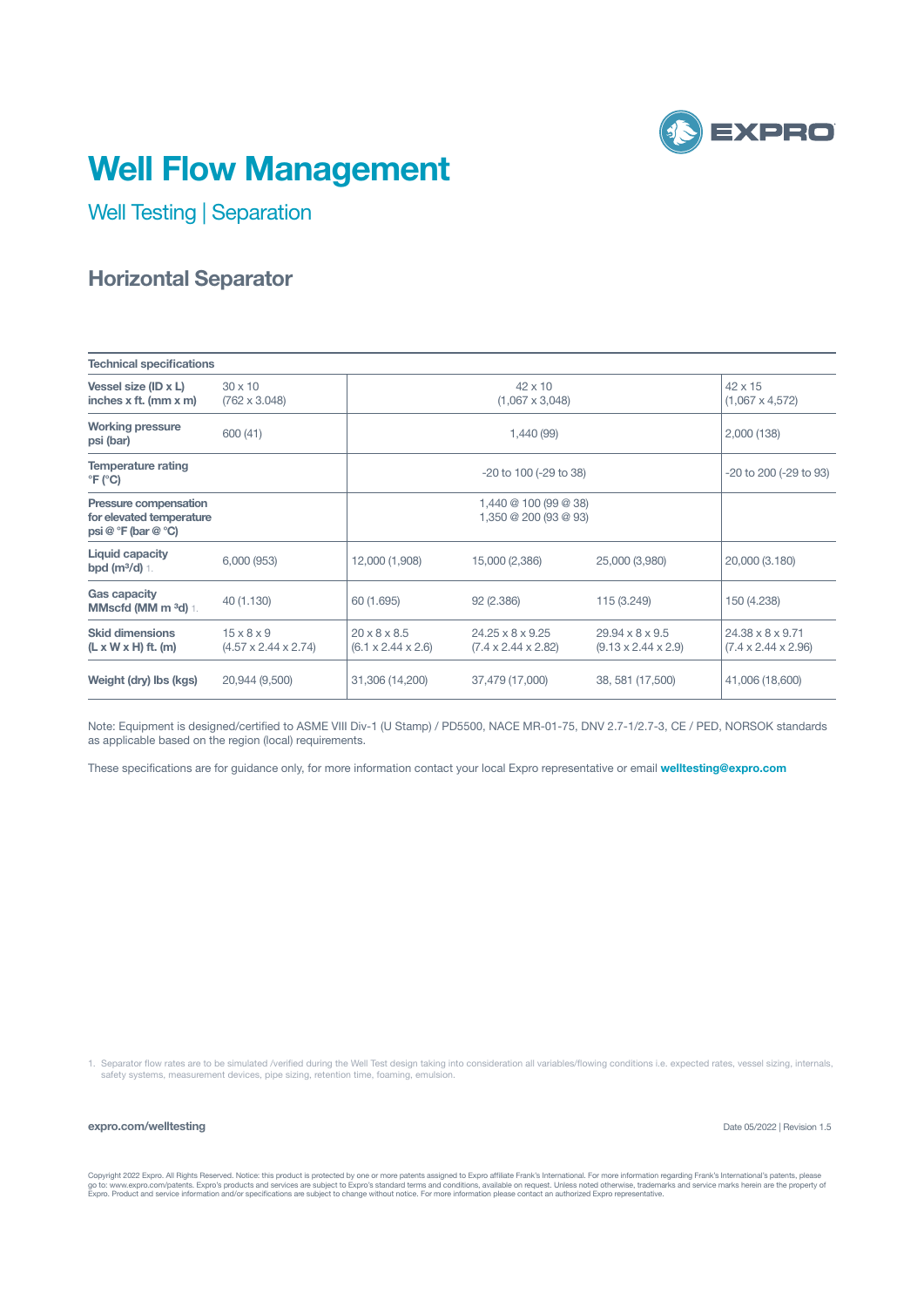# Well Flow Management

## Well Testing | Separation

### Horizontal Separator

| Technical specifications | | | | | |
|---|---|---|---|---|---|
| **Vessel size (ID x L) inches x ft. (mm x m)** | 30 x 10 (762 x 3.048) | 42 x 10 (1,067 x 3,048) | | | 42 x 15 (1,067 x 4,572) |
| **Working pressure psi (bar)** | 600 (41) | 1,440 (99) | | | 2,000 (138) |
| **Temperature rating °F (°C)** | | -20 to 100 (-29 to 38) | | | -20 to 200 (-29 to 93) |
| **Pressure compensation for elevated temperature psi @ °F (bar @ °C)** | | 1,440 @ 100 (99 @ 38) 1,350 @ 200 (93 @ 93) | | | |
| **Liquid capacity bpd ($m^3$/d)** 1. | 6,000 (953) | 12,000 (1,908) | 15,000 (2,386) | 25,000 (3,980) | 20,000 (3.180) |
| **Gas capacity MMscfd (MM m $^3$d)** 1. | 40 (1.130) | 60 (1.695) | 92 (2.386) | 115 (3.249) | 150 (4.238) |
| **Skid dimensions (L x W x H) ft. (m)** | 15 x 8 x 9 (4.57 x 2.44 x 2.74) | 20 x 8 x 8.5 (6.1 x 2.44 x 2.6) | 24.25 x 8 x 9.25 (7.4 x 2.44 x 2.82) | 29.94 x 8 x 9.5 (9.13 x 2.44 x 2.9) | 24.38 x 8 x 9.71 (7.4 x 2.44 x 2.96) |
| **Weight (dry) lbs (kgs)** | 20,944 (9,500) | 31,306 (14,200) | 37,479 (17,000) | 38, 581 (17,500) | 41,006 (18,600) |

Note: Equipment is designed/certified to ASME VIII Div-1 (U Stamp) / PD5500, NACE MR-01-75, DNV 2.7-1/2.7-3, CE / PED, NORSOK standards as applicable based on the region (local) requirements.

These specifications are for guidance only, for more information contact your local Expro representative or email **welltesting@expro.com**

1. Separator flow rates are to be simulated /verified during the Well Test design taking into consideration all variables/flowing conditions i.e. expected rates, vessel sizing, internals, safety systems, measurement devices, pipe sizing, retention time, foaming, emulsion.

**expro.com/welltesting**

Date 05/2022 | Revision 1.5

Copyright 2022 Expro. All Rights Reserved. Notice: this product is protected by one or more patents assigned to Expro affiliate Frank's International. For more information regarding Frank's International's patents, please go to: www.expro.com/patents. Expro's products and services are subject to Expro's standard terms and conditions, available on request. Unless noted otherwise, trademarks and service marks herein are the property of Expro. Product and service information and/or specifications are subject to change without notice. For more information please contact an authorized Expro representative.